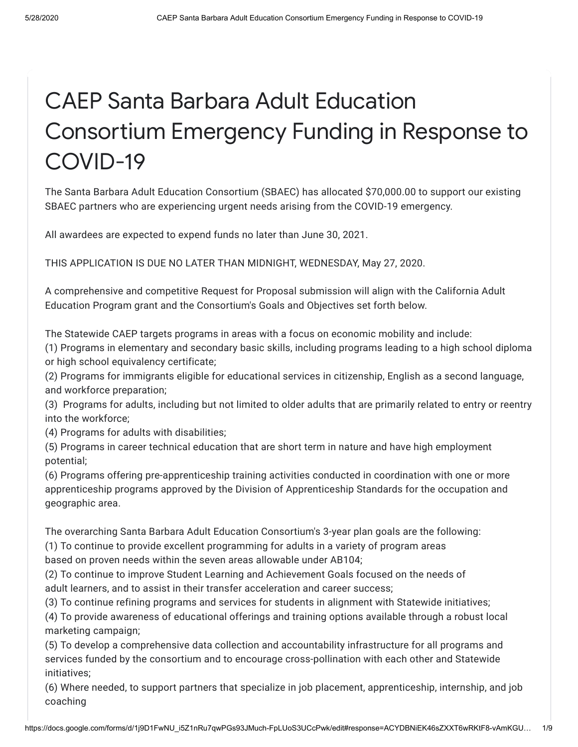# CAEP Santa Barbara Adult Education Consortium Emergency Funding in Response to COVID-19

The Santa Barbara Adult Education Consortium (SBAEC) has allocated $70,000.00 to support our existing SBAEC partners who are experiencing urgent needs arising from the COVID-19 emergency.

All awardees are expected to expend funds no later than June 30, 2021.

THIS APPLICATION IS DUE NO LATER THAN MIDNIGHT, WEDNESDAY, May 27, 2020.

A comprehensive and competitive Request for Proposal submission will align with the California Adult Education Program grant and the Consortium's Goals and Objectives set forth below.

The Statewide CAEP targets programs in areas with a focus on economic mobility and include:
(1) Programs in elementary and secondary basic skills, including programs leading to a high school diploma or high school equivalency certificate;
(2) Programs for immigrants eligible for educational services in citizenship, English as a second language, and workforce preparation;
(3) Programs for adults, including but not limited to older adults that are primarily related to entry or reentry into the workforce;
(4) Programs for adults with disabilities;
(5) Programs in career technical education that are short term in nature and have high employment potential;
(6) Programs offering pre-apprenticeship training activities conducted in coordination with one or more apprenticeship programs approved by the Division of Apprenticeship Standards for the occupation and geographic area.

The overarching Santa Barbara Adult Education Consortium's 3-year plan goals are the following:
(1) To continue to provide excellent programming for adults in a variety of program areas based on proven needs within the seven areas allowable under AB104;
(2) To continue to improve Student Learning and Achievement Goals focused on the needs of adult learners, and to assist in their transfer acceleration and career success;
(3) To continue refining programs and services for students in alignment with Statewide initiatives;
(4) To provide awareness of educational offerings and training options available through a robust local marketing campaign;
(5) To develop a comprehensive data collection and accountability infrastructure for all programs and services funded by the consortium and to encourage cross-pollination with each other and Statewide initiatives;
(6) Where needed, to support partners that specialize in job placement, apprenticeship, internship, and job coaching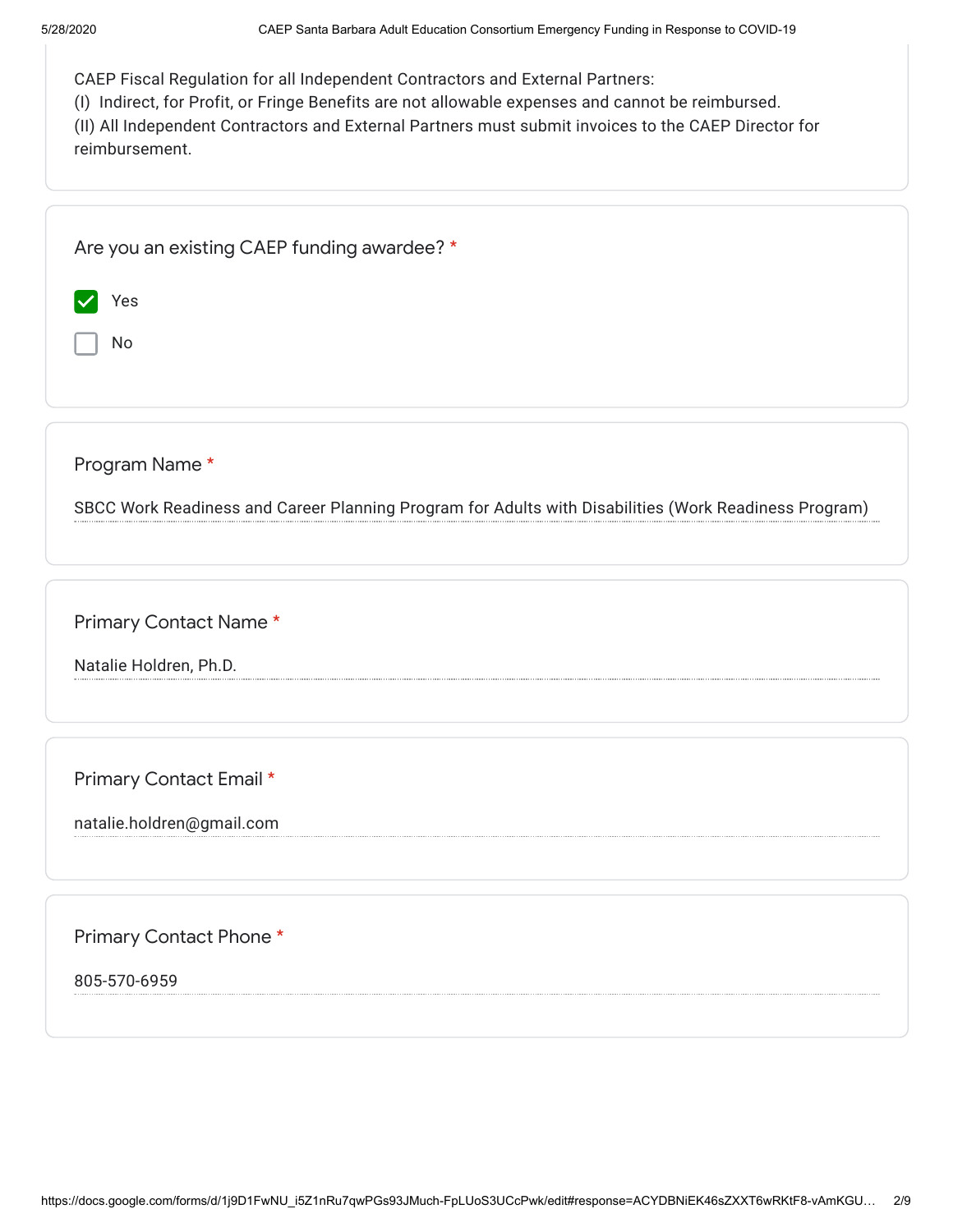CAEP Fiscal Regulation for all Independent Contractors and External Partners:
(I) Indirect, for Profit, or Fringe Benefits are not allowable expenses and cannot be reimbursed.
(II) All Independent Contractors and External Partners must submit invoices to the CAEP Director for reimbursement.

Are you an existing CAEP funding awardee? *

- [x] Yes
- [ ] No

Program Name *

SBCC Work Readiness and Career Planning Program for Adults with Disabilities (Work Readiness Program)

Primary Contact Name *

Natalie Holdren, Ph.D.

Primary Contact Email *

natalie.holdren@gmail.com

Primary Contact Phone *

805-570-6959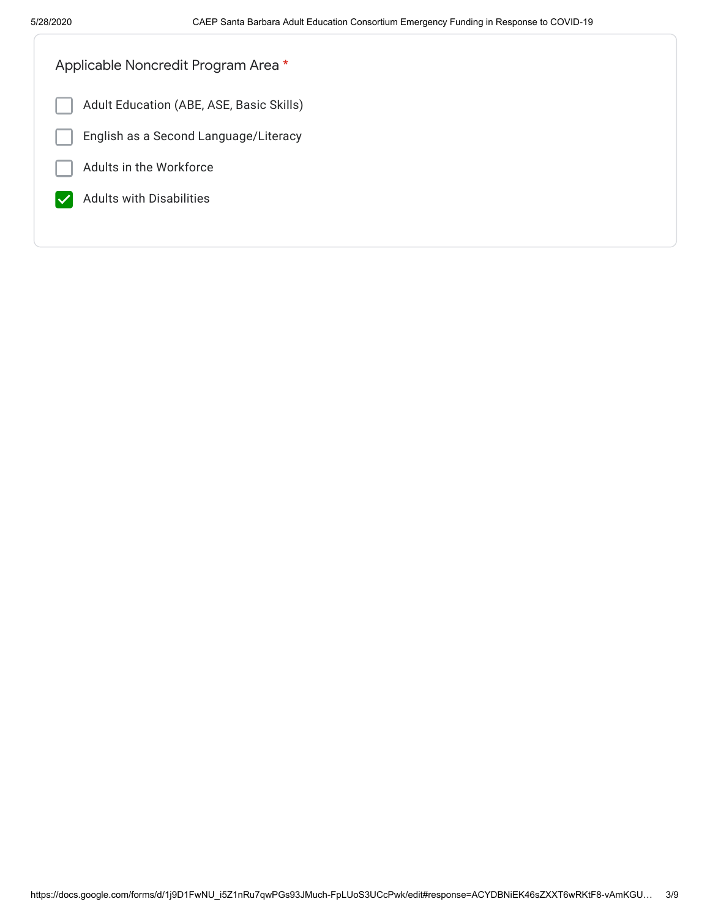Applicable Noncredit Program Area *

- [ ] Adult Education (ABE, ASE, Basic Skills)
- [ ] English as a Second Language/Literacy
- [ ] Adults in the Workforce
- [x] Adults with Disabilities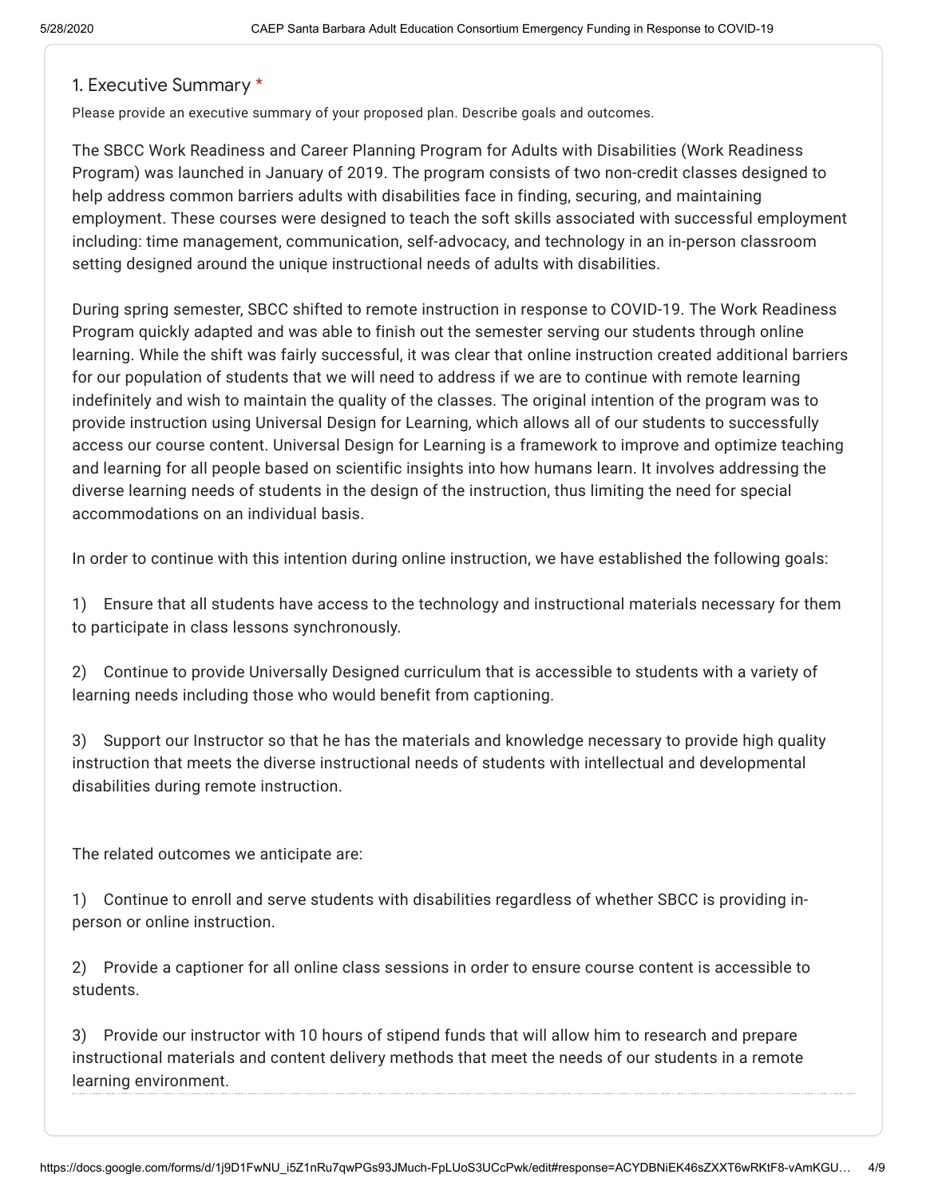## 1. Executive Summary *

Please provide an executive summary of your proposed plan. Describe goals and outcomes.

The SBCC Work Readiness and Career Planning Program for Adults with Disabilities (Work Readiness Program) was launched in January of 2019. The program consists of two non-credit classes designed to help address common barriers adults with disabilities face in finding, securing, and maintaining employment. These courses were designed to teach the soft skills associated with successful employment including: time management, communication, self-advocacy, and technology in an in-person classroom setting designed around the unique instructional needs of adults with disabilities.

During spring semester, SBCC shifted to remote instruction in response to COVID-19. The Work Readiness Program quickly adapted and was able to finish out the semester serving our students through online learning. While the shift was fairly successful, it was clear that online instruction created additional barriers for our population of students that we will need to address if we are to continue with remote learning indefinitely and wish to maintain the quality of the classes. The original intention of the program was to provide instruction using Universal Design for Learning, which allows all of our students to successfully access our course content. Universal Design for Learning is a framework to improve and optimize teaching and learning for all people based on scientific insights into how humans learn. It involves addressing the diverse learning needs of students in the design of the instruction, thus limiting the need for special accommodations on an individual basis.

In order to continue with this intention during online instruction, we have established the following goals:

1) Ensure that all students have access to the technology and instructional materials necessary for them to participate in class lessons synchronously.

2) Continue to provide Universally Designed curriculum that is accessible to students with a variety of learning needs including those who would benefit from captioning.

3) Support our Instructor so that he has the materials and knowledge necessary to provide high quality instruction that meets the diverse instructional needs of students with intellectual and developmental disabilities during remote instruction.

The related outcomes we anticipate are:

1) Continue to enroll and serve students with disabilities regardless of whether SBCC is providing in-person or online instruction.

2) Provide a captioner for all online class sessions in order to ensure course content is accessible to students.

3) Provide our instructor with 10 hours of stipend funds that will allow him to research and prepare instructional materials and content delivery methods that meet the needs of our students in a remote learning environment.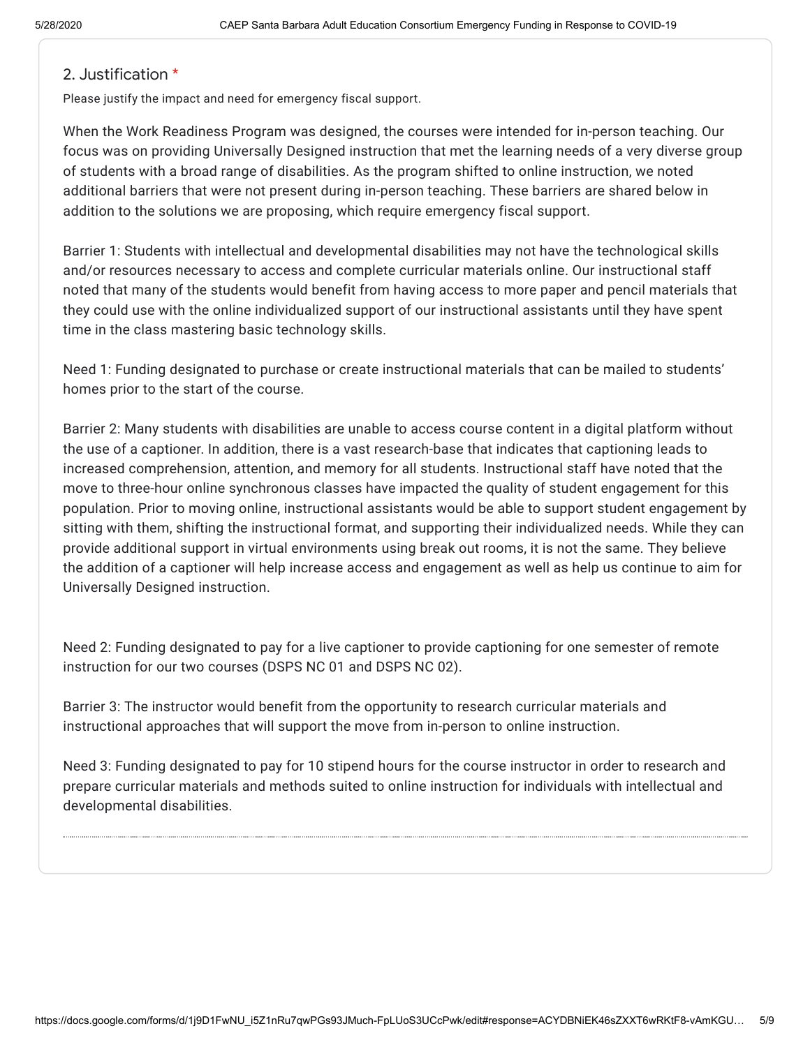## 2. Justification *

Please justify the impact and need for emergency fiscal support.

When the Work Readiness Program was designed, the courses were intended for in-person teaching. Our focus was on providing Universally Designed instruction that met the learning needs of a very diverse group of students with a broad range of disabilities. As the program shifted to online instruction, we noted additional barriers that were not present during in-person teaching. These barriers are shared below in addition to the solutions we are proposing, which require emergency fiscal support.

Barrier 1: Students with intellectual and developmental disabilities may not have the technological skills and/or resources necessary to access and complete curricular materials online. Our instructional staff noted that many of the students would benefit from having access to more paper and pencil materials that they could use with the online individualized support of our instructional assistants until they have spent time in the class mastering basic technology skills.

Need 1: Funding designated to purchase or create instructional materials that can be mailed to students' homes prior to the start of the course.

Barrier 2: Many students with disabilities are unable to access course content in a digital platform without the use of a captioner. In addition, there is a vast research-base that indicates that captioning leads to increased comprehension, attention, and memory for all students. Instructional staff have noted that the move to three-hour online synchronous classes have impacted the quality of student engagement for this population. Prior to moving online, instructional assistants would be able to support student engagement by sitting with them, shifting the instructional format, and supporting their individualized needs. While they can provide additional support in virtual environments using break out rooms, it is not the same. They believe the addition of a captioner will help increase access and engagement as well as help us continue to aim for Universally Designed instruction.

Need 2: Funding designated to pay for a live captioner to provide captioning for one semester of remote instruction for our two courses (DSPS NC 01 and DSPS NC 02).

Barrier 3: The instructor would benefit from the opportunity to research curricular materials and instructional approaches that will support the move from in-person to online instruction.

Need 3: Funding designated to pay for 10 stipend hours for the course instructor in order to research and prepare curricular materials and methods suited to online instruction for individuals with intellectual and developmental disabilities.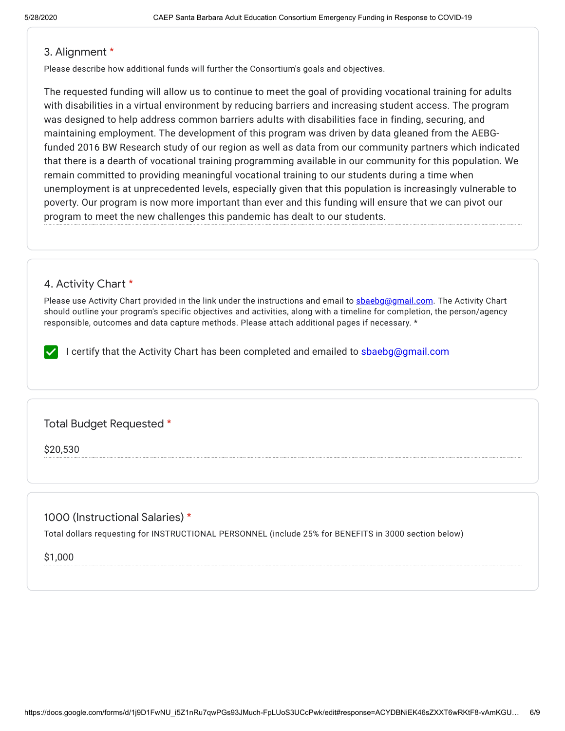## 3. Alignment *

Please describe how additional funds will further the Consortium's goals and objectives.

The requested funding will allow us to continue to meet the goal of providing vocational training for adults with disabilities in a virtual environment by reducing barriers and increasing student access. The program was designed to help address common barriers adults with disabilities face in finding, securing, and maintaining employment. The development of this program was driven by data gleaned from the AEBG-funded 2016 BW Research study of our region as well as data from our community partners which indicated that there is a dearth of vocational training programming available in our community for this population. We remain committed to providing meaningful vocational training to our students during a time when unemployment is at unprecedented levels, especially given that this population is increasingly vulnerable to poverty. Our program is now more important than ever and this funding will ensure that we can pivot our program to meet the new challenges this pandemic has dealt to our students.

## 4. Activity Chart *

Please use Activity Chart provided in the link under the instructions and email to sbaebg@gmail.com. The Activity Chart should outline your program's specific objectives and activities, along with a timeline for completion, the person/agency responsible, outcomes and data capture methods. Please attach additional pages if necessary. *

- [x] I certify that the Activity Chart has been completed and emailed to sbaebg@gmail.com

## Total Budget Requested *

$20,530

## 1000 (Instructional Salaries) *

Total dollars requesting for INSTRUCTIONAL PERSONNEL (include 25% for BENEFITS in 3000 section below)

$1,000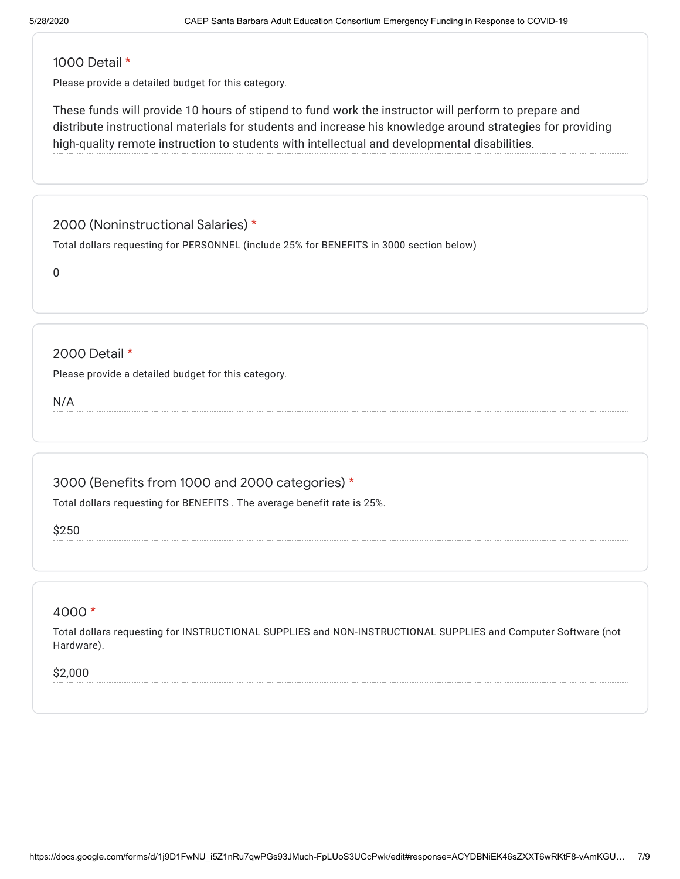### 1000 Detail *

Please provide a detailed budget for this category.

These funds will provide 10 hours of stipend to fund work the instructor will perform to prepare and distribute instructional materials for students and increase his knowledge around strategies for providing high-quality remote instruction to students with intellectual and developmental disabilities.

### 2000 (Noninstructional Salaries) *

Total dollars requesting for PERSONNEL (include 25% for BENEFITS in 3000 section below)

0

### 2000 Detail *

Please provide a detailed budget for this category.

N/A

### 3000 (Benefits from 1000 and 2000 categories) *

Total dollars requesting for BENEFITS . The average benefit rate is 25%.

$250

### 4000 *

Total dollars requesting for INSTRUCTIONAL SUPPLIES and NON-INSTRUCTIONAL SUPPLIES and Computer Software (not Hardware).

$2,000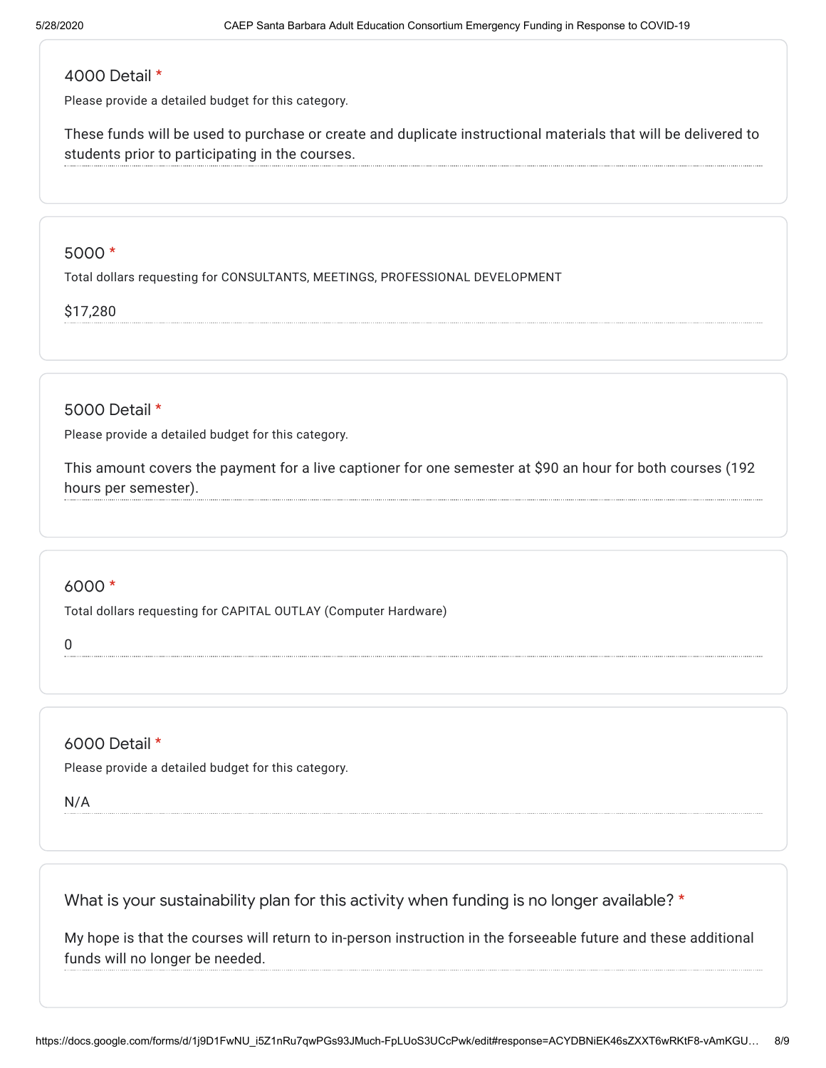### 4000 Detail *

Please provide a detailed budget for this category.

These funds will be used to purchase or create and duplicate instructional materials that will be delivered to students prior to participating in the courses.

### 5000 *

Total dollars requesting for CONSULTANTS, MEETINGS, PROFESSIONAL DEVELOPMENT

$17,280

### 5000 Detail *

Please provide a detailed budget for this category.

This amount covers the payment for a live captioner for one semester at $90 an hour for both courses (192 hours per semester).

### 6000 *

Total dollars requesting for CAPITAL OUTLAY (Computer Hardware)

0

### 6000 Detail *

Please provide a detailed budget for this category.

N/A

### What is your sustainability plan for this activity when funding is no longer available? *

My hope is that the courses will return to in-person instruction in the forseeable future and these additional funds will no longer be needed.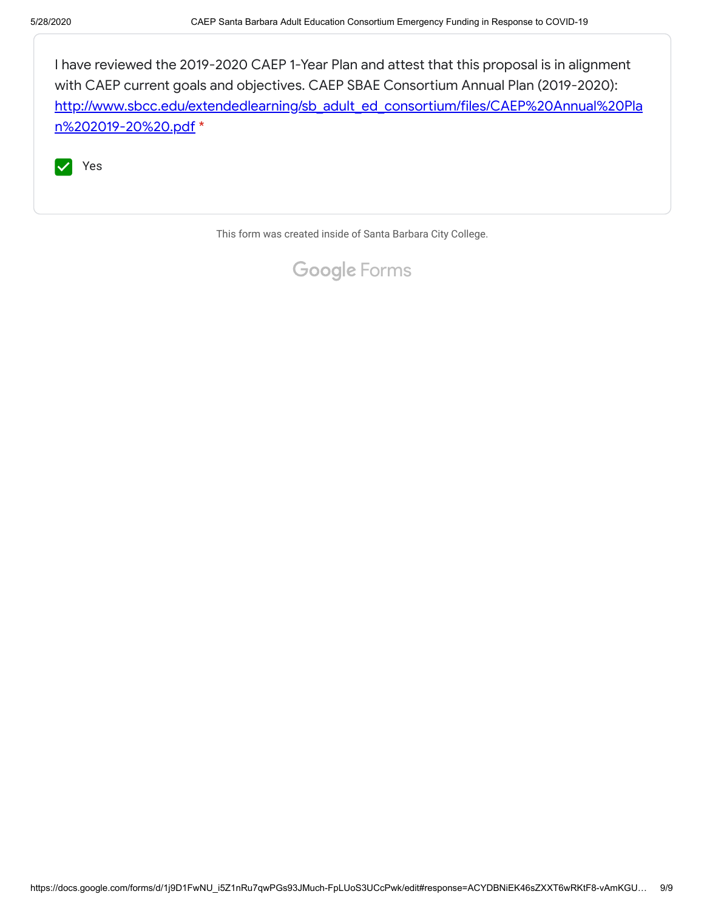I have reviewed the 2019-2020 CAEP 1-Year Plan and attest that this proposal is in alignment with CAEP current goals and objectives. CAEP SBAE Consortium Annual Plan (2019-2020): [http://www.sbcc.edu/extendedlearning/sb_adult_ed_consortium/files/CAEP%20Annual%20Plan%202019-20%20.pdf](http://www.sbcc.edu/extendedlearning/sb_adult_ed_consortium/files/CAEP%20Annual%20Plan%202019-20%20.pdf) *

- [x] Yes

This form was created inside of Santa Barbara City College.

Google Forms